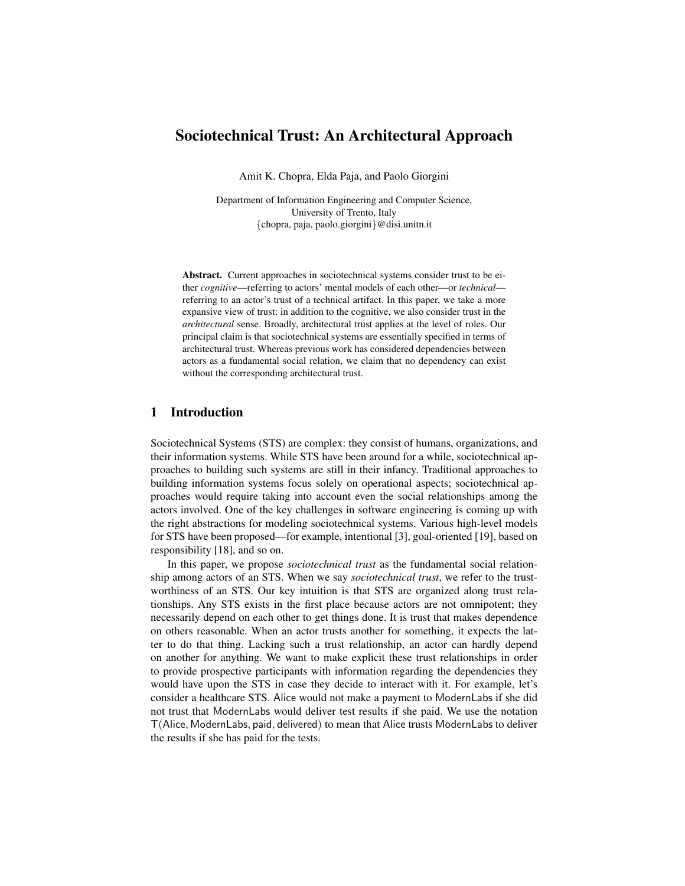# Sociotechnical Trust: An Architectural Approach

Amit K. Chopra, Elda Paja, and Paolo Giorgini

Department of Information Engineering and Computer Science,
University of Trento, Italy
{chopra, paja, paolo.giorgini}@disi.unitn.it

**Abstract.** Current approaches in sociotechnical systems consider trust to be either *cognitive*—referring to actors' mental models of each other—or *technical*—referring to an actor's trust of a technical artifact. In this paper, we take a more expansive view of trust: in addition to the cognitive, we also consider trust in the *architectural* sense. Broadly, architectural trust applies at the level of roles. Our principal claim is that sociotechnical systems are essentially specified in terms of architectural trust. Whereas previous work has considered dependencies between actors as a fundamental social relation, we claim that no dependency can exist without the corresponding architectural trust.

## 1 Introduction

Sociotechnical Systems (STS) are complex: they consist of humans, organizations, and their information systems. While STS have been around for a while, sociotechnical approaches to building such systems are still in their infancy. Traditional approaches to building information systems focus solely on operational aspects; sociotechnical approaches would require taking into account even the social relationships among the actors involved. One of the key challenges in software engineering is coming up with the right abstractions for modeling sociotechnical systems. Various high-level models for STS have been proposed—for example, intentional [3], goal-oriented [19], based on responsibility [18], and so on.

In this paper, we propose *sociotechnical trust* as the fundamental social relationship among actors of an STS. When we say *sociotechnical trust*, we refer to the trustworthiness of an STS. Our key intuition is that STS are organized along trust relationships. Any STS exists in the first place because actors are not omnipotent; they necessarily depend on each other to get things done. It is trust that makes dependence on others reasonable. When an actor trusts another for something, it expects the latter to do that thing. Lacking such a trust relationship, an actor can hardly depend on another for anything. We want to make explicit these trust relationships in order to provide prospective participants with information regarding the dependencies they would have upon the STS in case they decide to interact with it. For example, let's consider a healthcare STS. Alice would not make a payment to ModernLabs if she did not trust that ModernLabs would deliver test results if she paid. We use the notation $\mathsf{T}(\mathsf{Alice}, \mathsf{ModernLabs}, \mathsf{paid}, \mathsf{delivered})$ to mean that Alice trusts ModernLabs to deliver the results if she has paid for the tests.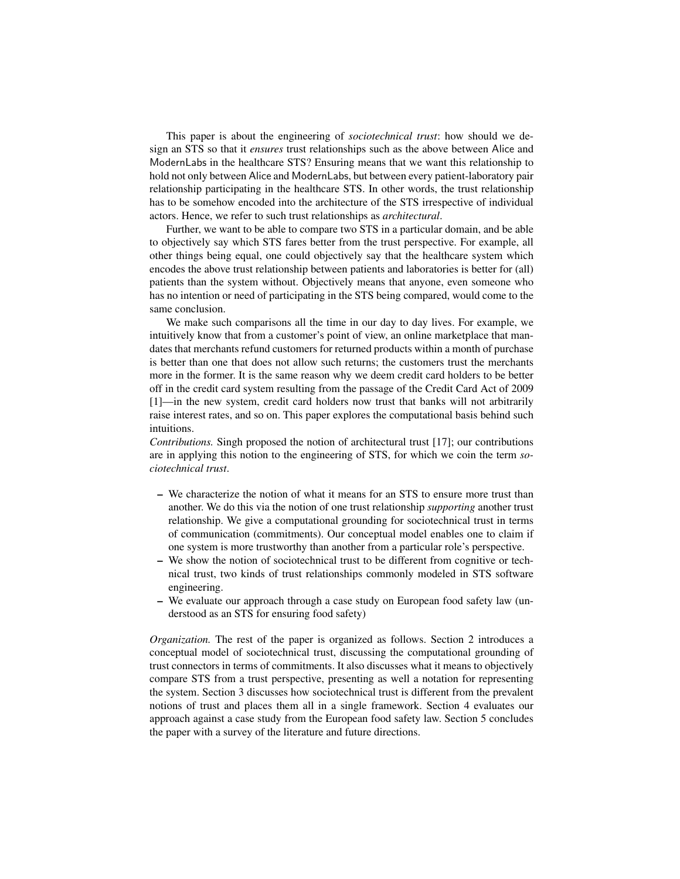This paper is about the engineering of *sociotechnical trust*: how should we design an STS so that it *ensures* trust relationships such as the above between Alice and ModernLabs in the healthcare STS? Ensuring means that we want this relationship to hold not only between Alice and ModernLabs, but between every patient-laboratory pair relationship participating in the healthcare STS. In other words, the trust relationship has to be somehow encoded into the architecture of the STS irrespective of individual actors. Hence, we refer to such trust relationships as *architectural*.

Further, we want to be able to compare two STS in a particular domain, and be able to objectively say which STS fares better from the trust perspective. For example, all other things being equal, one could objectively say that the healthcare system which encodes the above trust relationship between patients and laboratories is better for (all) patients than the system without. Objectively means that anyone, even someone who has no intention or need of participating in the STS being compared, would come to the same conclusion.

We make such comparisons all the time in our day to day lives. For example, we intuitively know that from a customer's point of view, an online marketplace that mandates that merchants refund customers for returned products within a month of purchase is better than one that does not allow such returns; the customers trust the merchants more in the former. It is the same reason why we deem credit card holders to be better off in the credit card system resulting from the passage of the Credit Card Act of 2009 [1]—in the new system, credit card holders now trust that banks will not arbitrarily raise interest rates, and so on. This paper explores the computational basis behind such intuitions.

*Contributions.* Singh proposed the notion of architectural trust [17]; our contributions are in applying this notion to the engineering of STS, for which we coin the term *sociotechnical trust*.

- We characterize the notion of what it means for an STS to ensure more trust than another. We do this via the notion of one trust relationship *supporting* another trust relationship. We give a computational grounding for sociotechnical trust in terms of communication (commitments). Our conceptual model enables one to claim if one system is more trustworthy than another from a particular role's perspective.
- We show the notion of sociotechnical trust to be different from cognitive or technical trust, two kinds of trust relationships commonly modeled in STS software engineering.
- We evaluate our approach through a case study on European food safety law (understood as an STS for ensuring food safety)

*Organization.* The rest of the paper is organized as follows. Section 2 introduces a conceptual model of sociotechnical trust, discussing the computational grounding of trust connectors in terms of commitments. It also discusses what it means to objectively compare STS from a trust perspective, presenting as well a notation for representing the system. Section 3 discusses how sociotechnical trust is different from the prevalent notions of trust and places them all in a single framework. Section 4 evaluates our approach against a case study from the European food safety law. Section 5 concludes the paper with a survey of the literature and future directions.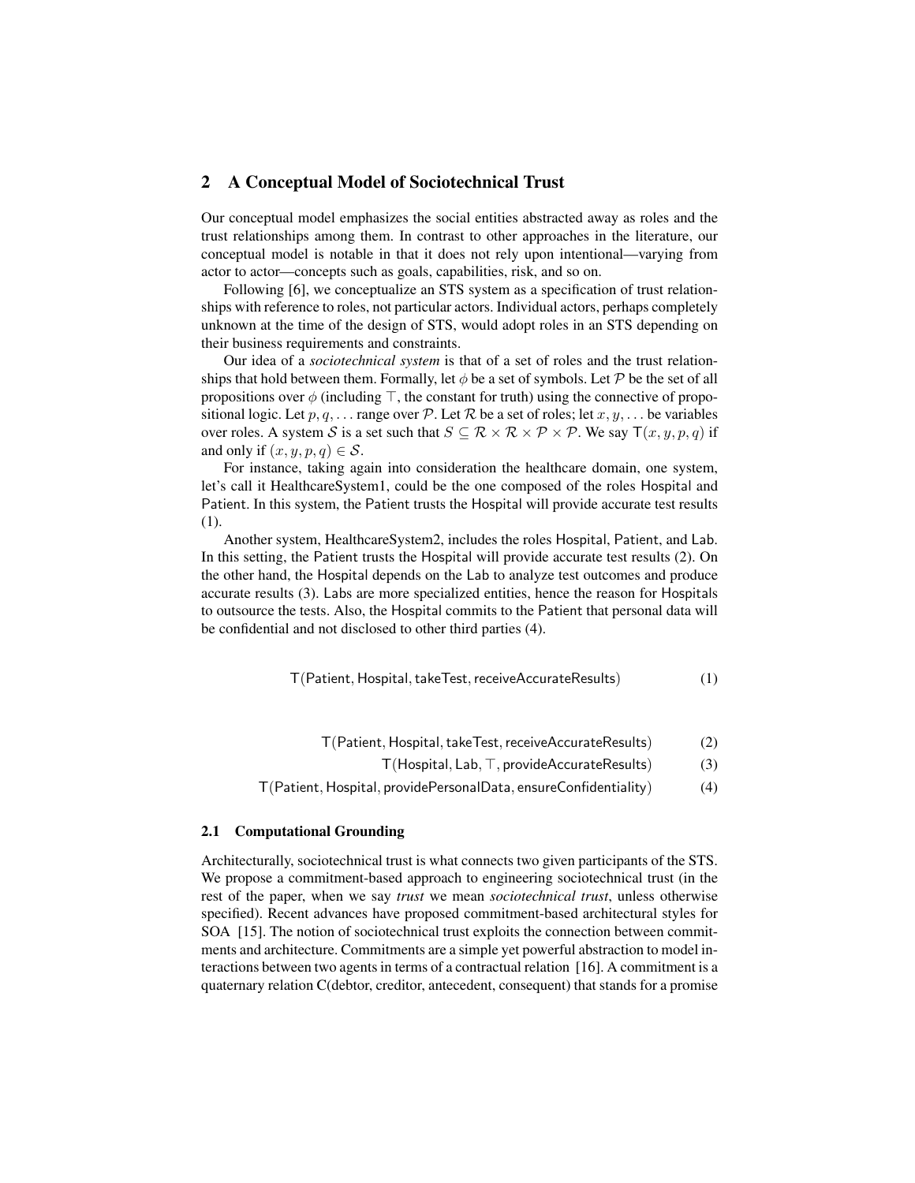## 2 A Conceptual Model of Sociotechnical Trust

Our conceptual model emphasizes the social entities abstracted away as roles and the trust relationships among them. In contrast to other approaches in the literature, our conceptual model is notable in that it does not rely upon intentional—varying from actor to actor—concepts such as goals, capabilities, risk, and so on.

Following [6], we conceptualize an STS system as a specification of trust relationships with reference to roles, not particular actors. Individual actors, perhaps completely unknown at the time of the design of STS, would adopt roles in an STS depending on their business requirements and constraints.

Our idea of a *sociotechnical system* is that of a set of roles and the trust relationships that hold between them. Formally, let $\phi$ be a set of symbols. Let $\mathcal{P}$ be the set of all propositions over $\phi$ (including $\top$, the constant for truth) using the connective of propositional logic. Let $p, q, \ldots$ range over $\mathcal{P}$. Let $\mathcal{R}$ be a set of roles; let $x, y, \ldots$ be variables over roles. A system $\mathcal{S}$ is a set such that $S \subseteq \mathcal{R} \times \mathcal{R} \times \mathcal{P} \times \mathcal{P}$. We say $\mathsf{T}(x, y, p, q)$ if and only if $(x, y, p, q) \in \mathcal{S}$.

For instance, taking again into consideration the healthcare domain, one system, let's call it HealthcareSystem1, could be the one composed of the roles Hospital and Patient. In this system, the Patient trusts the Hospital will provide accurate test results (1).

Another system, HealthcareSystem2, includes the roles Hospital, Patient, and Lab. In this setting, the Patient trusts the Hospital will provide accurate test results (2). On the other hand, the Hospital depends on the Lab to analyze test outcomes and produce accurate results (3). Labs are more specialized entities, hence the reason for Hospitals to outsource the tests. Also, the Hospital commits to the Patient that personal data will be confidential and not disclosed to other third parties (4).

$$\mathsf{T}(\mathsf{Patient}, \mathsf{Hospital}, \mathsf{takeTest}, \mathsf{receiveAccurateResults}) \tag{1}$$

$$\mathsf{T}(\mathsf{Patient}, \mathsf{Hospital}, \mathsf{takeTest}, \mathsf{receiveAccurateResults}) \tag{2}$$

$$\mathsf{T}(\mathsf{Hospital}, \mathsf{Lab}, \top, \mathsf{provideAccurateResults}) \tag{3}$$

$$\mathsf{T}(\mathsf{Patient}, \mathsf{Hospital}, \mathsf{providePersonalData}, \mathsf{ensureConfidentiality}) \tag{4}$$

### 2.1 Computational Grounding

Architecturally, sociotechnical trust is what connects two given participants of the STS. We propose a commitment-based approach to engineering sociotechnical trust (in the rest of the paper, when we say *trust* we mean *sociotechnical trust*, unless otherwise specified). Recent advances have proposed commitment-based architectural styles for SOA [15]. The notion of sociotechnical trust exploits the connection between commitments and architecture. Commitments are a simple yet powerful abstraction to model interactions between two agents in terms of a contractual relation [16]. A commitment is a quaternary relation C(debtor, creditor, antecedent, consequent) that stands for a promise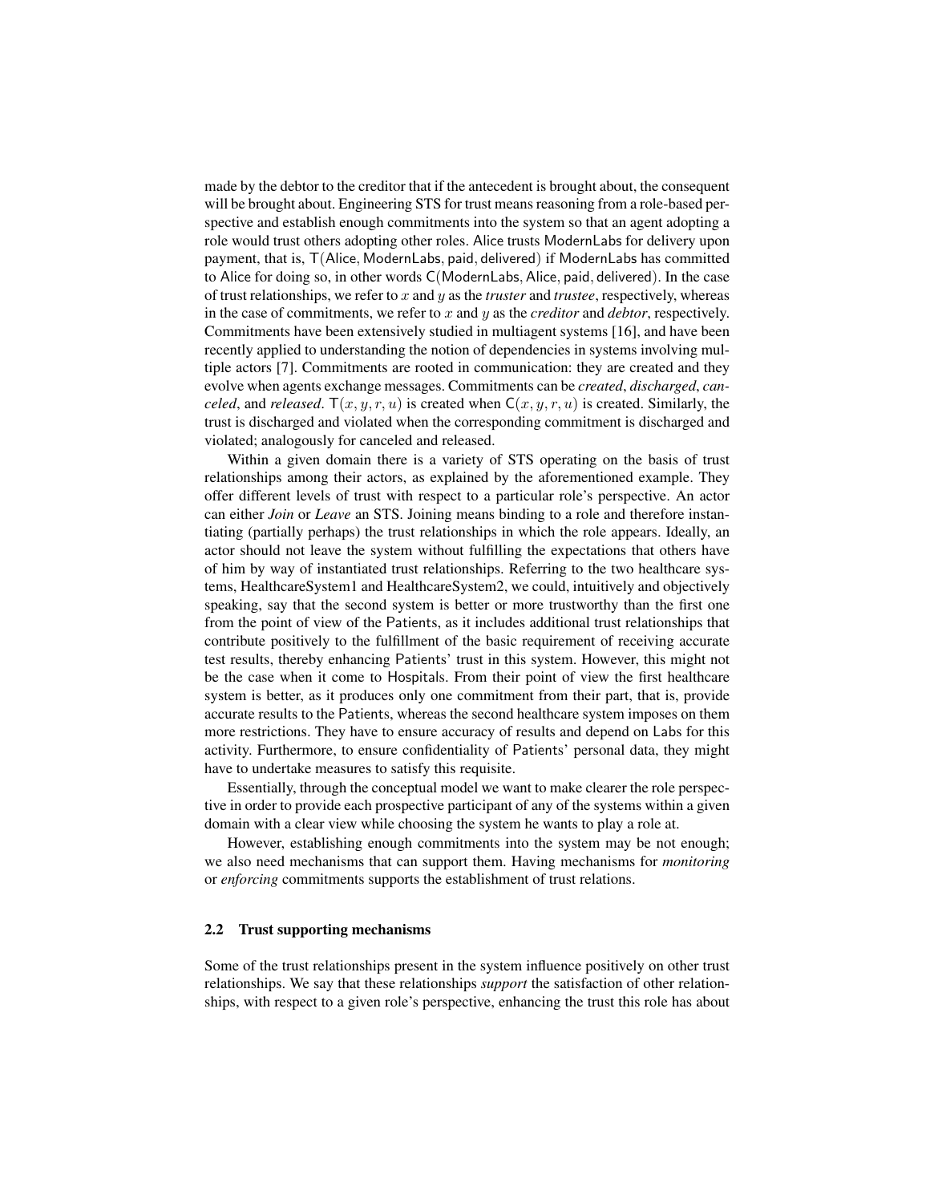made by the debtor to the creditor that if the antecedent is brought about, the consequent will be brought about. Engineering STS for trust means reasoning from a role-based perspective and establish enough commitments into the system so that an agent adopting a role would trust others adopting other roles. Alice trusts ModernLabs for delivery upon payment, that is, $\mathsf{T}(\mathsf{Alice}, \mathsf{ModernLabs}, \mathsf{paid}, \mathsf{delivered})$ if ModernLabs has committed to Alice for doing so, in other words $\mathsf{C}(\mathsf{ModernLabs}, \mathsf{Alice}, \mathsf{paid}, \mathsf{delivered})$. In the case of trust relationships, we refer to $x$ and $y$ as the *truster* and *trustee*, respectively, whereas in the case of commitments, we refer to $x$ and $y$ as the *creditor* and *debtor*, respectively. Commitments have been extensively studied in multiagent systems [16], and have been recently applied to understanding the notion of dependencies in systems involving multiple actors [7]. Commitments are rooted in communication: they are created and they evolve when agents exchange messages. Commitments can be *created*, *discharged*, *canceled*, and *released*. $\mathsf{T}(x, y, r, u)$ is created when $\mathsf{C}(x, y, r, u)$ is created. Similarly, the trust is discharged and violated when the corresponding commitment is discharged and violated; analogously for canceled and released.

Within a given domain there is a variety of STS operating on the basis of trust relationships among their actors, as explained by the aforementioned example. They offer different levels of trust with respect to a particular role's perspective. An actor can either *Join* or *Leave* an STS. Joining means binding to a role and therefore instantiating (partially perhaps) the trust relationships in which the role appears. Ideally, an actor should not leave the system without fulfilling the expectations that others have of him by way of instantiated trust relationships. Referring to the two healthcare systems, HealthcareSystem1 and HealthcareSystem2, we could, intuitively and objectively speaking, say that the second system is better or more trustworthy than the first one from the point of view of the Patients, as it includes additional trust relationships that contribute positively to the fulfillment of the basic requirement of receiving accurate test results, thereby enhancing Patients' trust in this system. However, this might not be the case when it come to Hospitals. From their point of view the first healthcare system is better, as it produces only one commitment from their part, that is, provide accurate results to the Patients, whereas the second healthcare system imposes on them more restrictions. They have to ensure accuracy of results and depend on Labs for this activity. Furthermore, to ensure confidentiality of Patients' personal data, they might have to undertake measures to satisfy this requisite.

Essentially, through the conceptual model we want to make clearer the role perspective in order to provide each prospective participant of any of the systems within a given domain with a clear view while choosing the system he wants to play a role at.

However, establishing enough commitments into the system may be not enough; we also need mechanisms that can support them. Having mechanisms for *monitoring* or *enforcing* commitments supports the establishment of trust relations.

### 2.2 Trust supporting mechanisms

Some of the trust relationships present in the system influence positively on other trust relationships. We say that these relationships *support* the satisfaction of other relationships, with respect to a given role's perspective, enhancing the trust this role has about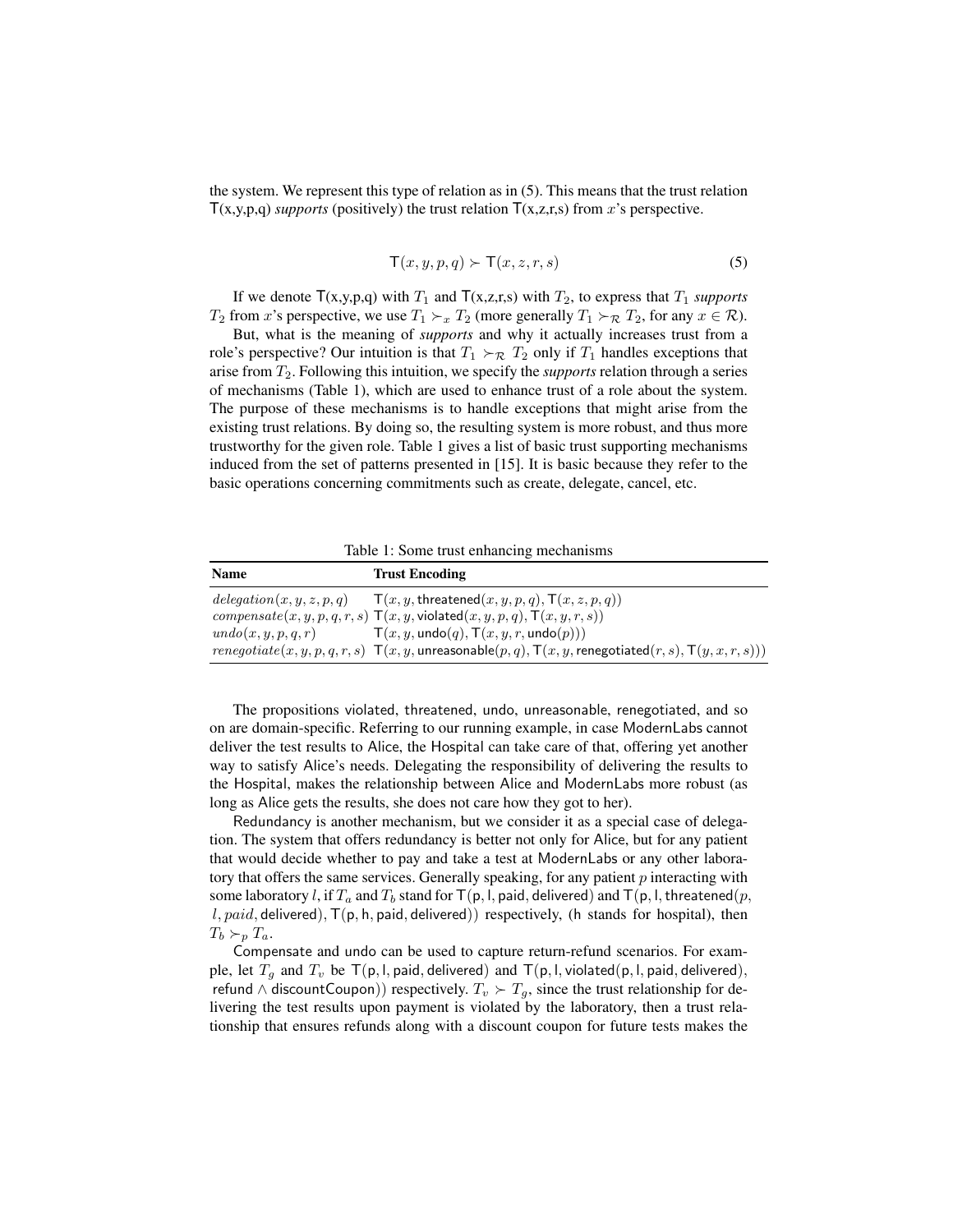the system. We represent this type of relation as in (5). This means that the trust relation T(x,y,p,q) *supports* (positively) the trust relation T(x,z,r,s) from $x$'s perspective.

$$\mathsf{T}(x, y, p, q) \succ \mathsf{T}(x, z, r, s) \tag{5}$$

If we denote T(x,y,p,q) with $T_1$ and T(x,z,r,s) with $T_2$, to express that $T_1$ *supports* $T_2$ from $x$'s perspective, we use $T_1 \succ_x T_2$ (more generally $T_1 \succ_{\mathcal{R}} T_2$, for any $x \in \mathcal{R}$).

But, what is the meaning of *supports* and why it actually increases trust from a role's perspective? Our intuition is that $T_1 \succ_{\mathcal{R}} T_2$ only if $T_1$ handles exceptions that arise from $T_2$. Following this intuition, we specify the *supports* relation through a series of mechanisms (Table 1), which are used to enhance trust of a role about the system. The purpose of these mechanisms is to handle exceptions that might arise from the existing trust relations. By doing so, the resulting system is more robust, and thus more trustworthy for the given role. Table 1 gives a list of basic trust supporting mechanisms induced from the set of patterns presented in [15]. It is basic because they refer to the basic operations concerning commitments such as create, delegate, cancel, etc.

Table 1: Some trust enhancing mechanisms

| **Name** | **Trust Encoding** |
|---|---|
| $delegation(x, y, z, p, q)$ | $\mathsf{T}(x, y, \mathsf{threatened}(x, y, p, q), \mathsf{T}(x, z, p, q))$ |
| $compensate(x, y, p, q, r, s)$ | $\mathsf{T}(x, y, \mathsf{violated}(x, y, p, q), \mathsf{T}(x, y, r, s))$ |
| $undo(x, y, p, q, r)$ | $\mathsf{T}(x, y, \mathsf{undo}(q), \mathsf{T}(x, y, r, \mathsf{undo}(p)))$ |
| $renegotiate(x, y, p, q, r, s)$ | $\mathsf{T}(x, y, \mathsf{unreasonable}(p, q), \mathsf{T}(x, y, \mathsf{renegotiated}(r, s), \mathsf{T}(y, x, r, s)))$ |

The propositions violated, threatened, undo, unreasonable, renegotiated, and so on are domain-specific. Referring to our running example, in case ModernLabs cannot deliver the test results to Alice, the Hospital can take care of that, offering yet another way to satisfy Alice's needs. Delegating the responsibility of delivering the results to the Hospital, makes the relationship between Alice and ModernLabs more robust (as long as Alice gets the results, she does not care how they got to her).

Redundancy is another mechanism, but we consider it as a special case of delegation. The system that offers redundancy is better not only for Alice, but for any patient that would decide whether to pay and take a test at ModernLabs or any other laboratory that offers the same services. Generally speaking, for any patient $p$ interacting with some laboratory $l$, if $T_a$ and $T_b$ stand for $\mathsf{T}(\mathsf{p}, \mathsf{l}, \mathsf{paid}, \mathsf{delivered})$ and $\mathsf{T}(\mathsf{p}, \mathsf{l}, \mathsf{threatened}(\mathsf{p}, l, paid, \mathsf{delivered}), \mathsf{T}(\mathsf{p}, \mathsf{h}, \mathsf{paid}, \mathsf{delivered}))$ respectively, (h stands for hospital), then $T_b \succ_p T_a$.

Compensate and undo can be used to capture return-refund scenarios. For example, let $T_g$ and $T_v$ be $\mathsf{T}(\mathsf{p}, \mathsf{l}, \mathsf{paid}, \mathsf{delivered})$ and $\mathsf{T}(\mathsf{p}, \mathsf{l}, \mathsf{violated}(\mathsf{p}, \mathsf{l}, \mathsf{paid}, \mathsf{delivered}), \mathsf{refund} \land \mathsf{discountCoupon}))$ respectively. $T_v \succ T_g$, since the trust relationship for delivering the test results upon payment is violated by the laboratory, then a trust relationship that ensures refunds along with a discount coupon for future tests makes the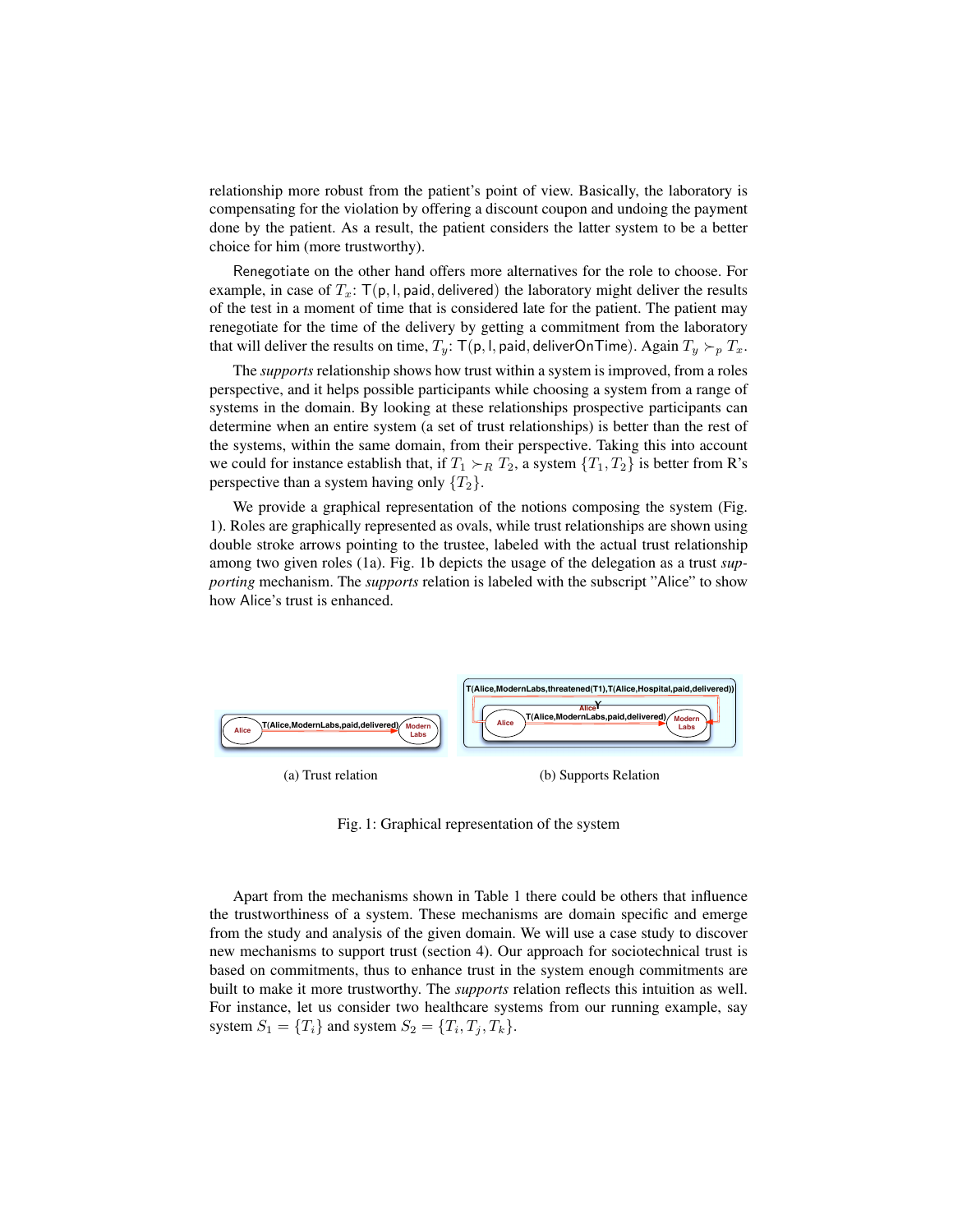relationship more robust from the patient's point of view. Basically, the laboratory is compensating for the violation by offering a discount coupon and undoing the payment done by the patient. As a result, the patient considers the latter system to be a better choice for him (more trustworthy).

Renegotiate on the other hand offers more alternatives for the role to choose. For example, in case of $T_x$: $\mathsf{T}(\mathsf{p}, \mathsf{l}, \mathsf{paid}, \mathsf{delivered})$ the laboratory might deliver the results of the test in a moment of time that is considered late for the patient. The patient may renegotiate for the time of the delivery by getting a commitment from the laboratory that will deliver the results on time, $T_y$: $\mathsf{T}(\mathsf{p}, \mathsf{l}, \mathsf{paid}, \mathsf{deliverOnTime})$. Again $T_y \succ_p T_x$.

The *supports* relationship shows how trust within a system is improved, from a roles perspective, and it helps possible participants while choosing a system from a range of systems in the domain. By looking at these relationships prospective participants can determine when an entire system (a set of trust relationships) is better than the rest of the systems, within the same domain, from their perspective. Taking this into account we could for instance establish that, if $T_1 \succ_R T_2$, a system $\{T_1, T_2\}$ is better from R's perspective than a system having only $\{T_2\}$.

We provide a graphical representation of the notions composing the system (Fig. 1). Roles are graphically represented as ovals, while trust relationships are shown using double stroke arrows pointing to the trustee, labeled with the actual trust relationship among two given roles (1a). Fig. 1b depicts the usage of the delegation as a trust *supporting* mechanism. The *supports* relation is labeled with the subscript "Alice" to show how Alice's trust is enhanced.

(a) Trust relation

(b) Supports Relation

Fig. 1: Graphical representation of the system

Apart from the mechanisms shown in Table 1 there could be others that influence the trustworthiness of a system. These mechanisms are domain specific and emerge from the study and analysis of the given domain. We will use a case study to discover new mechanisms to support trust (section 4). Our approach for sociotechnical trust is based on commitments, thus to enhance trust in the system enough commitments are built to make it more trustworthy. The *supports* relation reflects this intuition as well. For instance, let us consider two healthcare systems from our running example, say system $S_1 = \{T_i\}$ and system $S_2 = \{T_i, T_j, T_k\}$.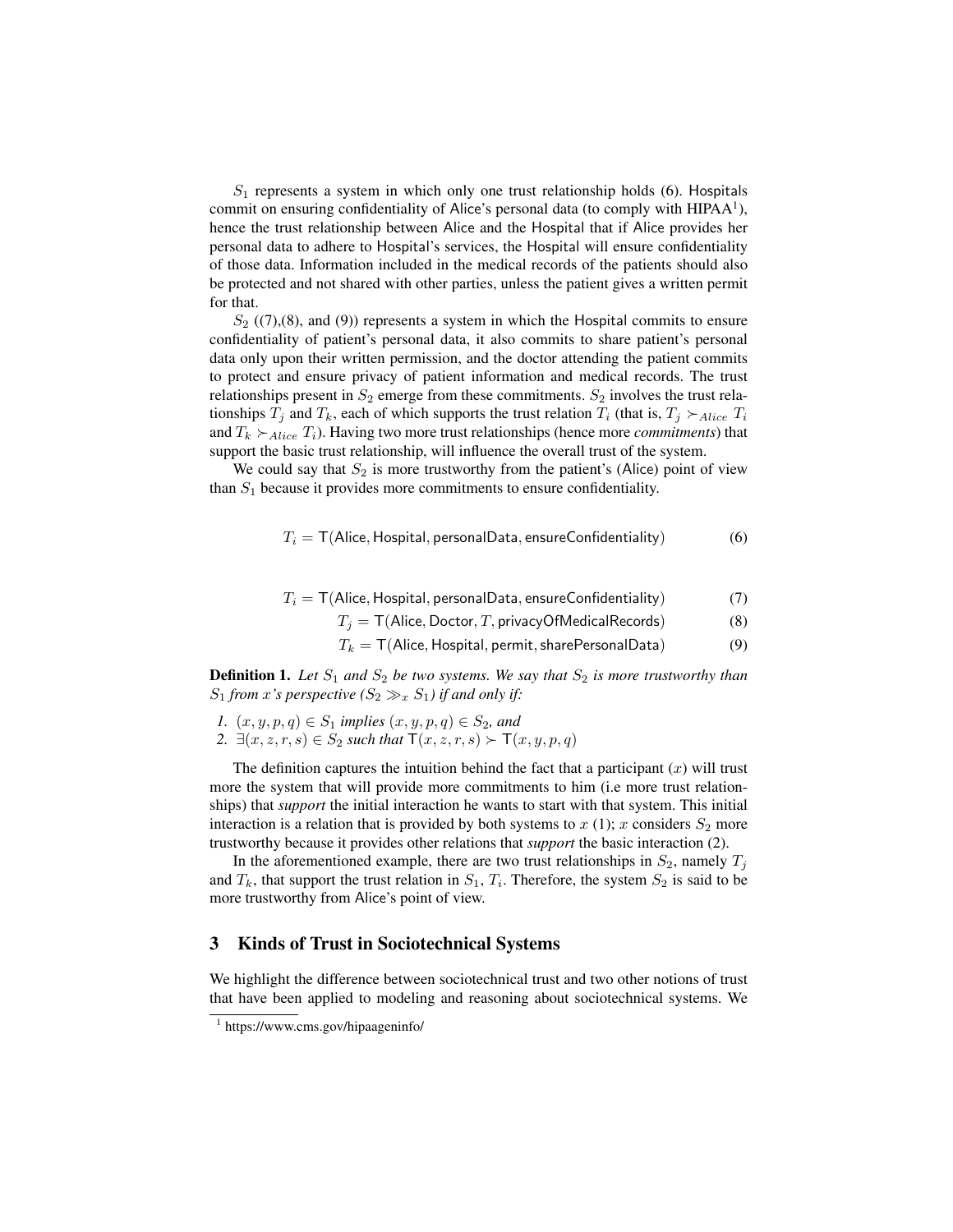$S_1$ represents a system in which only one trust relationship holds (6). Hospitals commit on ensuring confidentiality of Alice's personal data (to comply with HIPAA[1]), hence the trust relationship between Alice and the Hospital that if Alice provides her personal data to adhere to Hospital's services, the Hospital will ensure confidentiality of those data. Information included in the medical records of the patients should also be protected and not shared with other parties, unless the patient gives a written permit for that.

$S_2$ ((7),(8), and (9)) represents a system in which the Hospital commits to ensure confidentiality of patient's personal data, it also commits to share patient's personal data only upon their written permission, and the doctor attending the patient commits to protect and ensure privacy of patient information and medical records. The trust relationships present in $S_2$ emerge from these commitments. $S_2$ involves the trust relationships $T_j$ and $T_k$, each of which supports the trust relation $T_i$ (that is, $T_j \succ_{Alice} T_i$ and $T_k \succ_{Alice} T_i$). Having two more trust relationships (hence more *commitments*) that support the basic trust relationship, will influence the overall trust of the system.

We could say that $S_2$ is more trustworthy from the patient's (Alice) point of view than $S_1$ because it provides more commitments to ensure confidentiality.

$$T_i = \mathsf{T}(\mathsf{Alice}, \mathsf{Hospital}, \mathsf{personalData}, \mathsf{ensureConfidentiality}) \quad (6)$$

$$T_i = \mathsf{T}(\mathsf{Alice}, \mathsf{Hospital}, \mathsf{personalData}, \mathsf{ensureConfidentiality}) \quad (7)$$

$$T_j = \mathsf{T}(\mathsf{Alice}, \mathsf{Doctor}, T, \mathsf{privacyOfMedicalRecords}) \quad (8)$$

$$T_k = \mathsf{T}(\mathsf{Alice}, \mathsf{Hospital}, \mathsf{permit}, \mathsf{sharePersonalData}) \quad (9)$$

**Definition 1.** *Let $S_1$ and $S_2$ be two systems. We say that $S_2$ is more trustworthy than $S_1$ from $x$'s perspective ($S_2 \gg_x S_1$) if and only if:*

1. *$(x, y, p, q) \in S_1$ implies $(x, y, p, q) \in S_2$, and*
2. *$\exists (x, z, r, s) \in S_2$ such that $\mathsf{T}(x, z, r, s) \succ \mathsf{T}(x, y, p, q)$*

The definition captures the intuition behind the fact that a participant ($x$) will trust more the system that will provide more commitments to him (i.e more trust relationships) that *support* the initial interaction he wants to start with that system. This initial interaction is a relation that is provided by both systems to $x$ (1); $x$ considers $S_2$ more trustworthy because it provides other relations that *support* the basic interaction (2).

In the aforementioned example, there are two trust relationships in $S_2$, namely $T_j$ and $T_k$, that support the trust relation in $S_1$, $T_i$. Therefore, the system $S_2$ is said to be more trustworthy from Alice's point of view.

## 3 Kinds of Trust in Sociotechnical Systems

We highlight the difference between sociotechnical trust and two other notions of trust that have been applied to modeling and reasoning about sociotechnical systems. We

[1] https://www.cms.gov/hipaageninfo/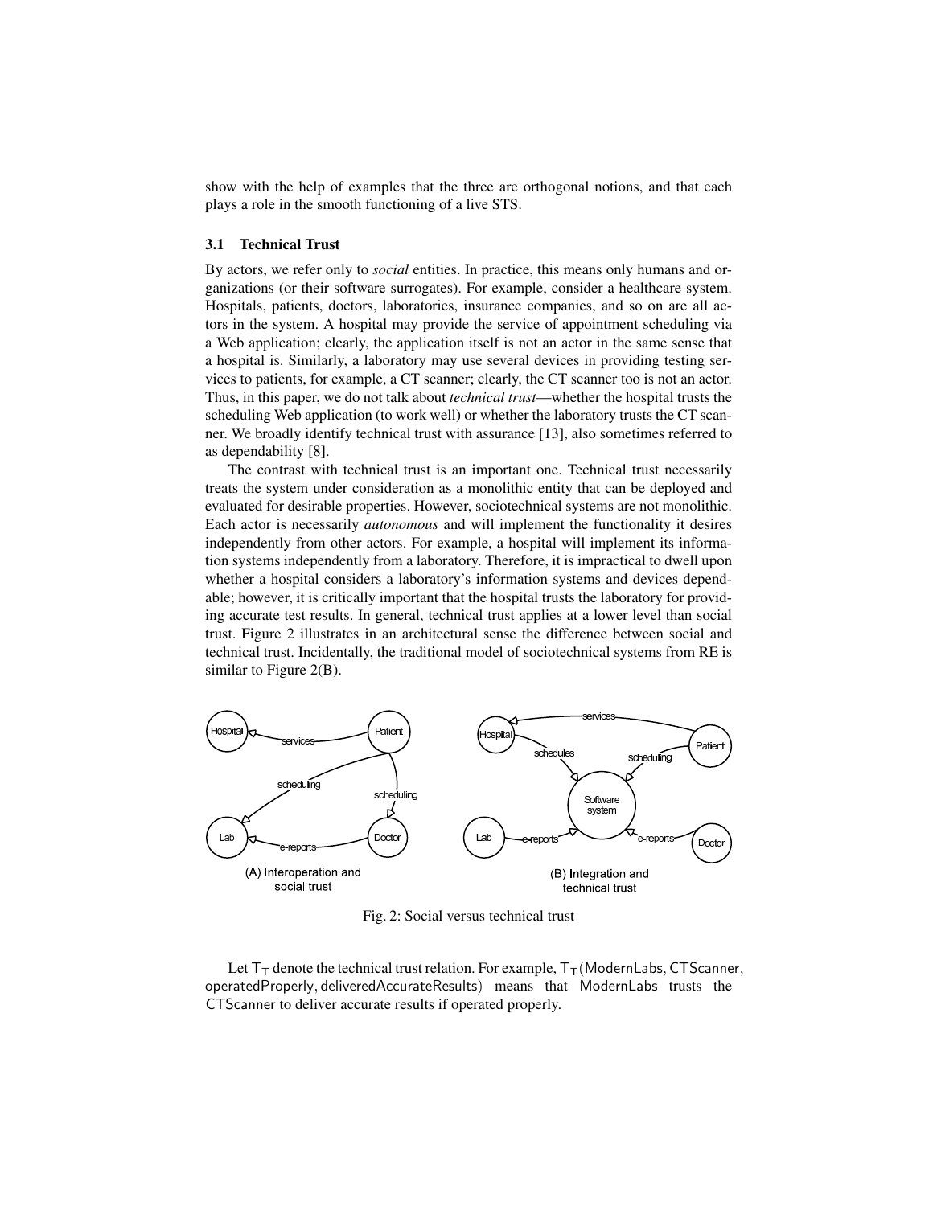show with the help of examples that the three are orthogonal notions, and that each plays a role in the smooth functioning of a live STS.

### 3.1 Technical Trust

By actors, we refer only to *social* entities. In practice, this means only humans and organizations (or their software surrogates). For example, consider a healthcare system. Hospitals, patients, doctors, laboratories, insurance companies, and so on are all actors in the system. A hospital may provide the service of appointment scheduling via a Web application; clearly, the application itself is not an actor in the same sense that a hospital is. Similarly, a laboratory may use several devices in providing testing services to patients, for example, a CT scanner; clearly, the CT scanner too is not an actor. Thus, in this paper, we do not talk about *technical trust*—whether the hospital trusts the scheduling Web application (to work well) or whether the laboratory trusts the CT scanner. We broadly identify technical trust with assurance [13], also sometimes referred to as dependability [8].

The contrast with technical trust is an important one. Technical trust necessarily treats the system under consideration as a monolithic entity that can be deployed and evaluated for desirable properties. However, sociotechnical systems are not monolithic. Each actor is necessarily *autonomous* and will implement the functionality it desires independently from other actors. For example, a hospital will implement its information systems independently from a laboratory. Therefore, it is impractical to dwell upon whether a hospital considers a laboratory's information systems and devices dependable; however, it is critically important that the hospital trusts the laboratory for providing accurate test results. In general, technical trust applies at a lower level than social trust. Figure 2 illustrates in an architectural sense the difference between social and technical trust. Incidentally, the traditional model of sociotechnical systems from RE is similar to Figure 2(B).

Fig. 2: Social versus technical trust

Let $\mathsf{T_T}$ denote the technical trust relation. For example, $\mathsf{T_T}(\mathsf{ModernLabs}, \mathsf{CTScanner}, \mathsf{operatedProperly}, \mathsf{deliveredAccurateResults})$ means that ModernLabs trusts the CTScanner to deliver accurate results if operated properly.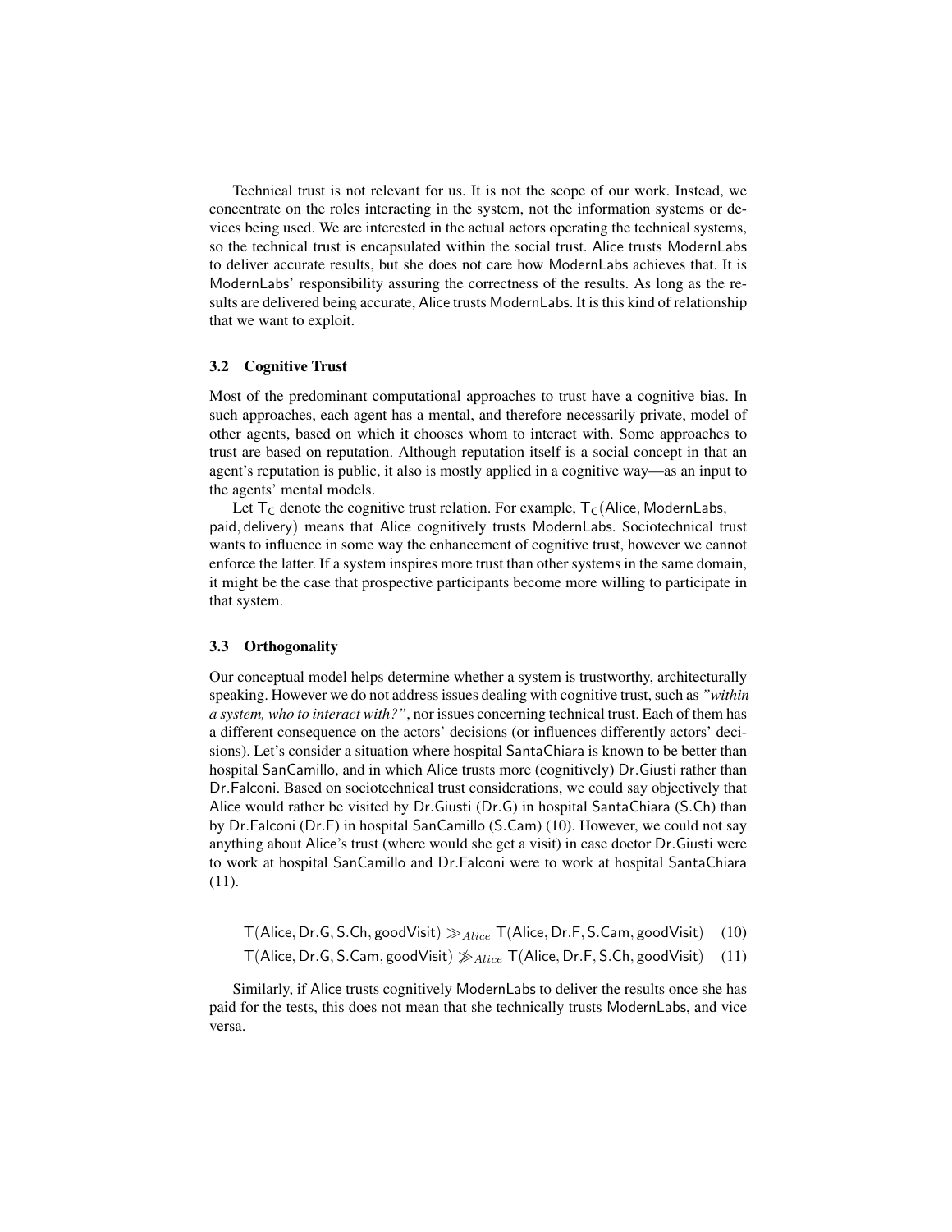Technical trust is not relevant for us. It is not the scope of our work. Instead, we concentrate on the roles interacting in the system, not the information systems or devices being used. We are interested in the actual actors operating the technical systems, so the technical trust is encapsulated within the social trust. Alice trusts ModernLabs to deliver accurate results, but she does not care how ModernLabs achieves that. It is ModernLabs' responsibility assuring the correctness of the results. As long as the results are delivered being accurate, Alice trusts ModernLabs. It is this kind of relationship that we want to exploit.

### 3.2 Cognitive Trust

Most of the predominant computational approaches to trust have a cognitive bias. In such approaches, each agent has a mental, and therefore necessarily private, model of other agents, based on which it chooses whom to interact with. Some approaches to trust are based on reputation. Although reputation itself is a social concept in that an agent's reputation is public, it also is mostly applied in a cognitive way—as an input to the agents' mental models.

Let $\mathsf{T_C}$ denote the cognitive trust relation. For example, $\mathsf{T_C}(\mathsf{Alice}, \mathsf{ModernLabs}, \mathsf{paid}, \mathsf{delivery})$ means that Alice cognitively trusts ModernLabs. Sociotechnical trust wants to influence in some way the enhancement of cognitive trust, however we cannot enforce the latter. If a system inspires more trust than other systems in the same domain, it might be the case that prospective participants become more willing to participate in that system.

### 3.3 Orthogonality

Our conceptual model helps determine whether a system is trustworthy, architecturally speaking. However we do not address issues dealing with cognitive trust, such as *"within a system, who to interact with?"*, nor issues concerning technical trust. Each of them has a different consequence on the actors' decisions (or influences differently actors' decisions). Let's consider a situation where hospital SantaChiara is known to be better than hospital SanCamillo, and in which Alice trusts more (cognitively) Dr.Giusti rather than Dr.Falconi. Based on sociotechnical trust considerations, we could say objectively that Alice would rather be visited by Dr.Giusti (Dr.G) in hospital SantaChiara (S.Ch) than by Dr.Falconi (Dr.F) in hospital SanCamillo (S.Cam) (10). However, we could not say anything about Alice's trust (where would she get a visit) in case doctor Dr.Giusti were to work at hospital SanCamillo and Dr.Falconi were to work at hospital SantaChiara (11).

$$\mathsf{T}(\mathsf{Alice}, \mathsf{Dr.G}, \mathsf{S.Ch}, \mathsf{goodVisit}) \gg_{Alice} \mathsf{T}(\mathsf{Alice}, \mathsf{Dr.F}, \mathsf{S.Cam}, \mathsf{goodVisit}) \quad (10)$$

$$\mathsf{T}(\mathsf{Alice}, \mathsf{Dr.G}, \mathsf{S.Cam}, \mathsf{goodVisit}) \not\gg_{Alice} \mathsf{T}(\mathsf{Alice}, \mathsf{Dr.F}, \mathsf{S.Ch}, \mathsf{goodVisit}) \quad (11)$$

Similarly, if Alice trusts cognitively ModernLabs to deliver the results once she has paid for the tests, this does not mean that she technically trusts ModernLabs, and vice versa.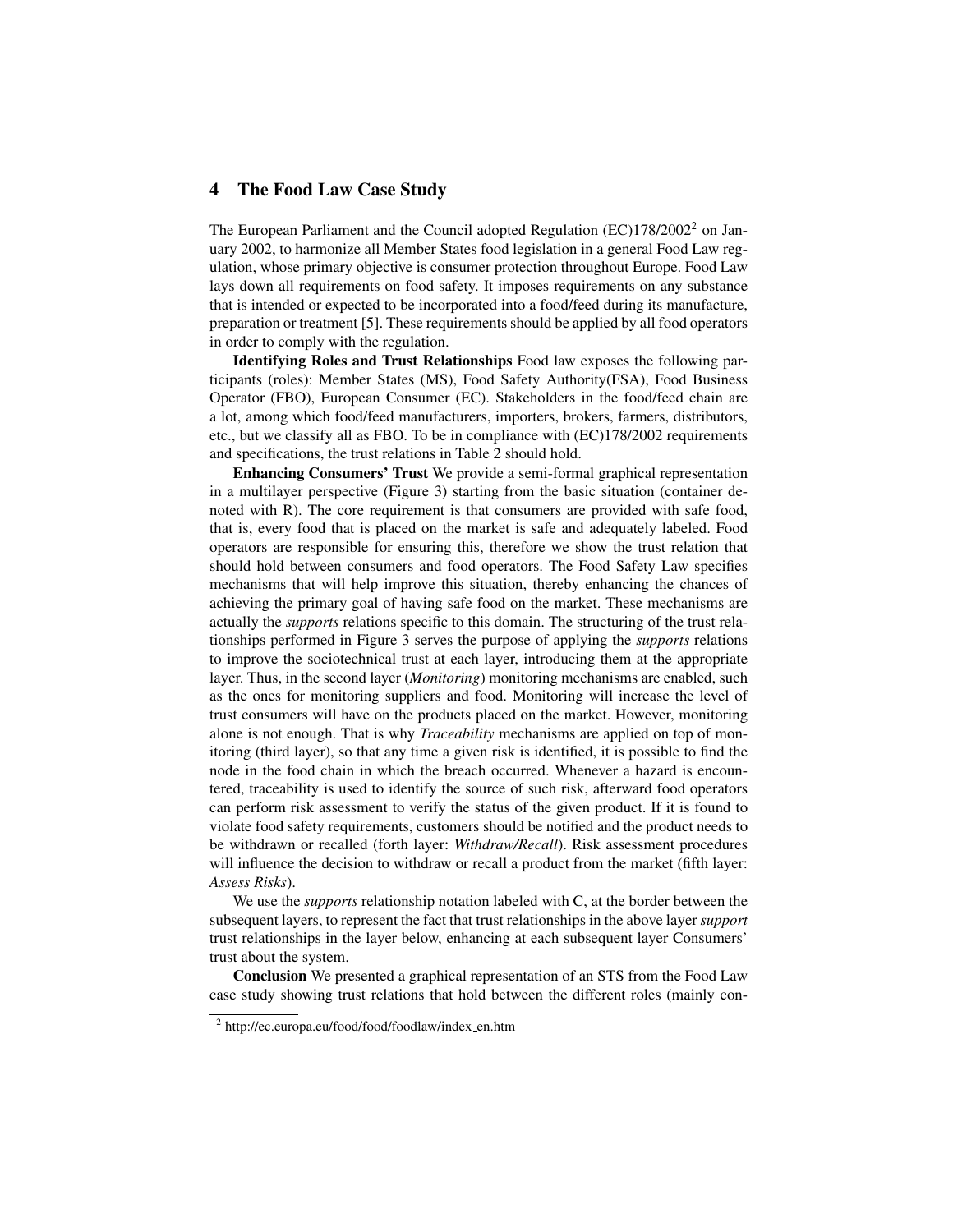## 4 The Food Law Case Study

The European Parliament and the Council adopted Regulation (EC)178/2002[2] on January 2002, to harmonize all Member States food legislation in a general Food Law regulation, whose primary objective is consumer protection throughout Europe. Food Law lays down all requirements on food safety. It imposes requirements on any substance that is intended or expected to be incorporated into a food/feed during its manufacture, preparation or treatment [5]. These requirements should be applied by all food operators in order to comply with the regulation.

**Identifying Roles and Trust Relationships** Food law exposes the following participants (roles): Member States (MS), Food Safety Authority(FSA), Food Business Operator (FBO), European Consumer (EC). Stakeholders in the food/feed chain are a lot, among which food/feed manufacturers, importers, brokers, farmers, distributors, etc., but we classify all as FBO. To be in compliance with (EC)178/2002 requirements and specifications, the trust relations in Table 2 should hold.

**Enhancing Consumers' Trust** We provide a semi-formal graphical representation in a multilayer perspective (Figure 3) starting from the basic situation (container denoted with R). The core requirement is that consumers are provided with safe food, that is, every food that is placed on the market is safe and adequately labeled. Food operators are responsible for ensuring this, therefore we show the trust relation that should hold between consumers and food operators. The Food Safety Law specifies mechanisms that will help improve this situation, thereby enhancing the chances of achieving the primary goal of having safe food on the market. These mechanisms are actually the *supports* relations specific to this domain. The structuring of the trust relationships performed in Figure 3 serves the purpose of applying the *supports* relations to improve the sociotechnical trust at each layer, introducing them at the appropriate layer. Thus, in the second layer (*Monitoring*) monitoring mechanisms are enabled, such as the ones for monitoring suppliers and food. Monitoring will increase the level of trust consumers will have on the products placed on the market. However, monitoring alone is not enough. That is why *Traceability* mechanisms are applied on top of monitoring (third layer), so that any time a given risk is identified, it is possible to find the node in the food chain in which the breach occurred. Whenever a hazard is encountered, traceability is used to identify the source of such risk, afterward food operators can perform risk assessment to verify the status of the given product. If it is found to violate food safety requirements, customers should be notified and the product needs to be withdrawn or recalled (forth layer: *Withdraw/Recall*). Risk assessment procedures will influence the decision to withdraw or recall a product from the market (fifth layer: *Assess Risks*).

We use the *supports* relationship notation labeled with C, at the border between the subsequent layers, to represent the fact that trust relationships in the above layer *support* trust relationships in the layer below, enhancing at each subsequent layer Consumers' trust about the system.

**Conclusion** We presented a graphical representation of an STS from the Food Law case study showing trust relations that hold between the different roles (mainly con-

[2] http://ec.europa.eu/food/food/foodlaw/index_en.htm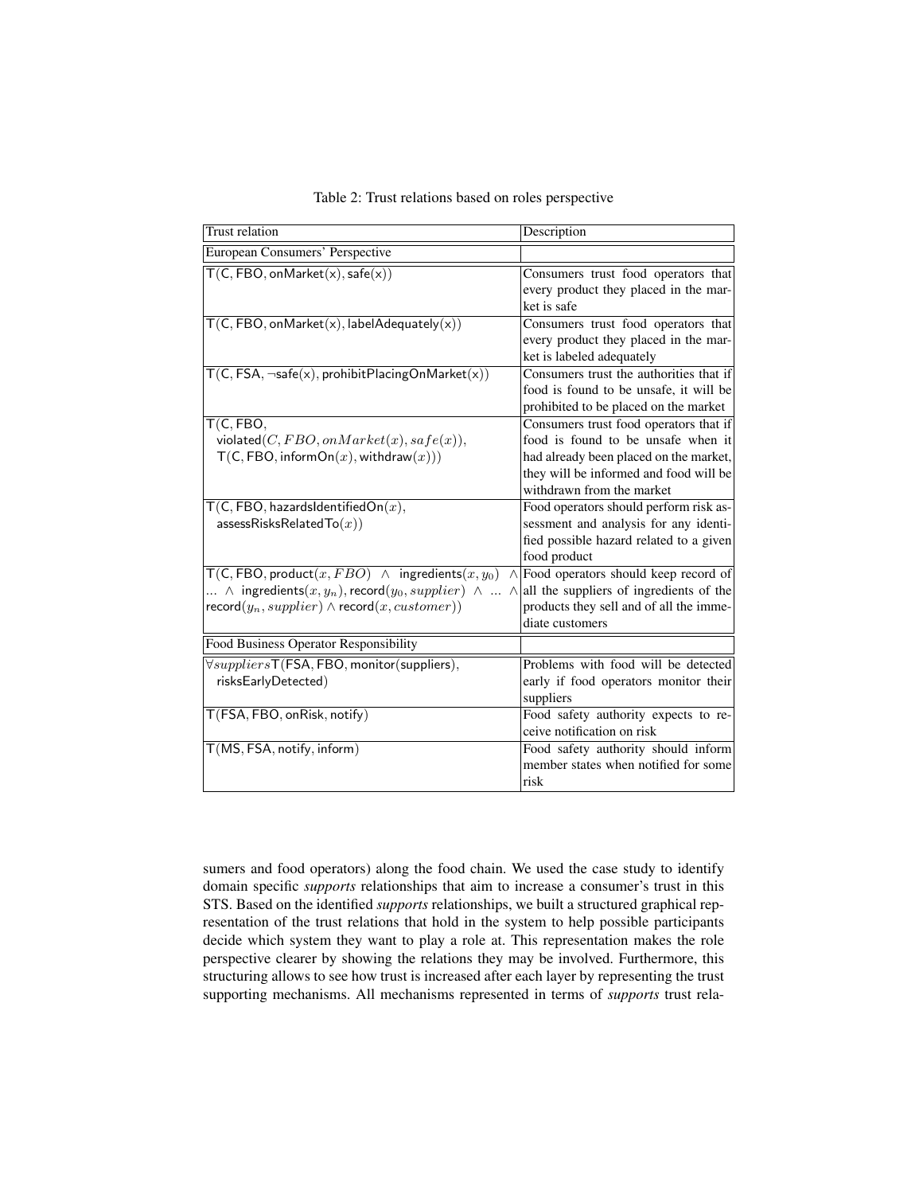Table 2: Trust relations based on roles perspective

| Trust relation | Description |
| --- | --- |
| European Consumers' Perspective | |
| $\mathsf{T(C, FBO, onMarket(x), safe(x))}$ | Consumers trust food operators that every product they placed in the market is safe |
| $\mathsf{T(C, FBO, onMarket(x), labelAdequately(x))}$ | Consumers trust food operators that every product they placed in the market is labeled adequately |
| $\mathsf{T(C, FSA, \neg safe(x), prohibitPlacingOnMarket(x))}$ | Consumers trust the authorities that if food is found to be unsafe, it will be prohibited to be placed on the market |
| $\mathsf{T(C, FBO,}$ $\mathsf{violated}(C, FBO, onMarket(x), safe(x)),$ $\mathsf{T(C, FBO, informOn}(x), \mathsf{withdraw}(x)))$ | Consumers trust food operators that if food is found to be unsafe when it had already been placed on the market, they will be informed and food will be withdrawn from the market |
| $\mathsf{T(C, FBO, hazardsIdentifiedOn}(x),$ $\mathsf{assessRisksRelatedTo}(x))$ | Food operators should perform risk assessment and analysis for any identified possible hazard related to a given food product |
| $\mathsf{T(C, FBO, product}(x, FBO) \wedge \mathsf{ingredients}(x, y_0) \wedge \ldots \wedge \mathsf{ingredients}(x, y_n), \mathsf{record}(y_0, supplier) \wedge \ldots \wedge \mathsf{record}(y_n, supplier) \wedge \mathsf{record}(x, customer))$ | Food operators should keep record of all the suppliers of ingredients of the products they sell and of all the immediate customers |
| Food Business Operator Responsibility | |
| $\forall suppliers \mathsf{T(FSA, FBO, monitor(suppliers),}$ $\mathsf{risksEarlyDetected)}$ | Problems with food will be detected early if food operators monitor their suppliers |
| $\mathsf{T(FSA, FBO, onRisk, notify)}$ | Food safety authority expects to receive notification on risk |
| $\mathsf{T(MS, FSA, notify, inform)}$ | Food safety authority should inform member states when notified for some risk |

sumers and food operators) along the food chain. We used the case study to identify domain specific *supports* relationships that aim to increase a consumer's trust in this STS. Based on the identified *supports* relationships, we built a structured graphical representation of the trust relations that hold in the system to help possible participants decide which system they want to play a role at. This representation makes the role perspective clearer by showing the relations they may be involved. Furthermore, this structuring allows to see how trust is increased after each layer by representing the trust supporting mechanisms. All mechanisms represented in terms of *supports* trust rela-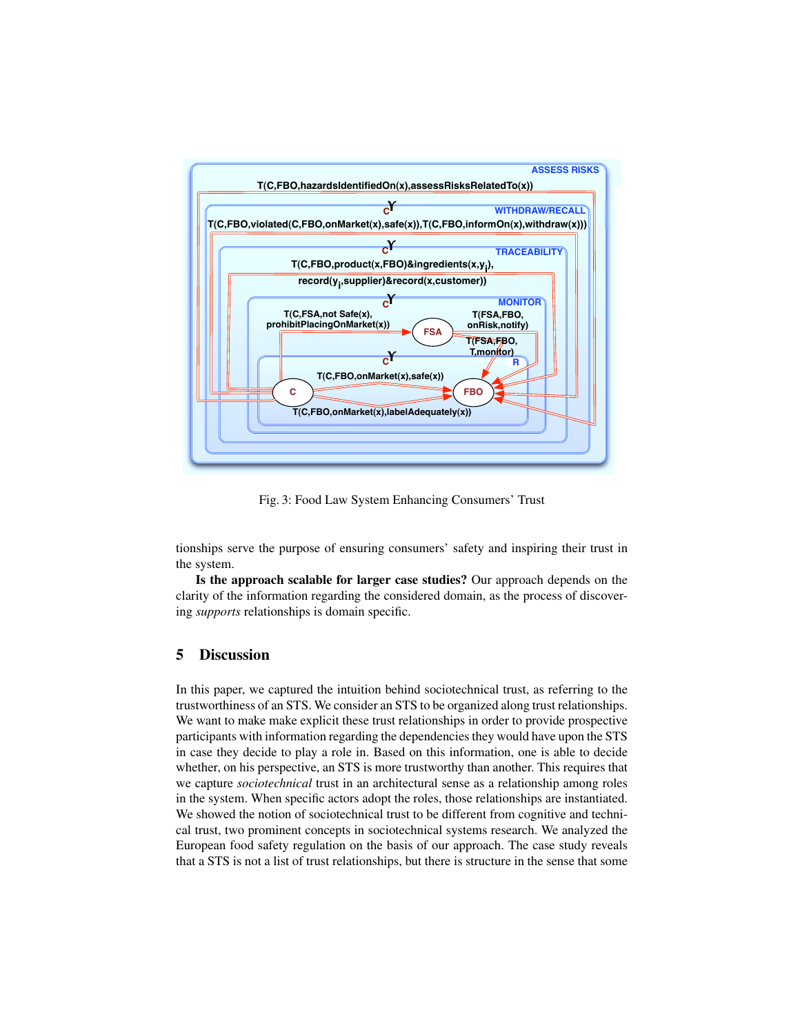Fig. 3: Food Law System Enhancing Consumers' Trust

tionships serve the purpose of ensuring consumers' safety and inspiring their trust in the system.

**Is the approach scalable for larger case studies?** Our approach depends on the clarity of the information regarding the considered domain, as the process of discovering *supports* relationships is domain specific.

## 5 Discussion

In this paper, we captured the intuition behind sociotechnical trust, as referring to the trustworthiness of an STS. We consider an STS to be organized along trust relationships. We want to make make explicit these trust relationships in order to provide prospective participants with information regarding the dependencies they would have upon the STS in case they decide to play a role in. Based on this information, one is able to decide whether, on his perspective, an STS is more trustworthy than another. This requires that we capture *sociotechnical* trust in an architectural sense as a relationship among roles in the system. When specific actors adopt the roles, those relationships are instantiated. We showed the notion of sociotechnical trust to be different from cognitive and technical trust, two prominent concepts in sociotechnical systems research. We analyzed the European food safety regulation on the basis of our approach. The case study reveals that a STS is not a list of trust relationships, but there is structure in the sense that some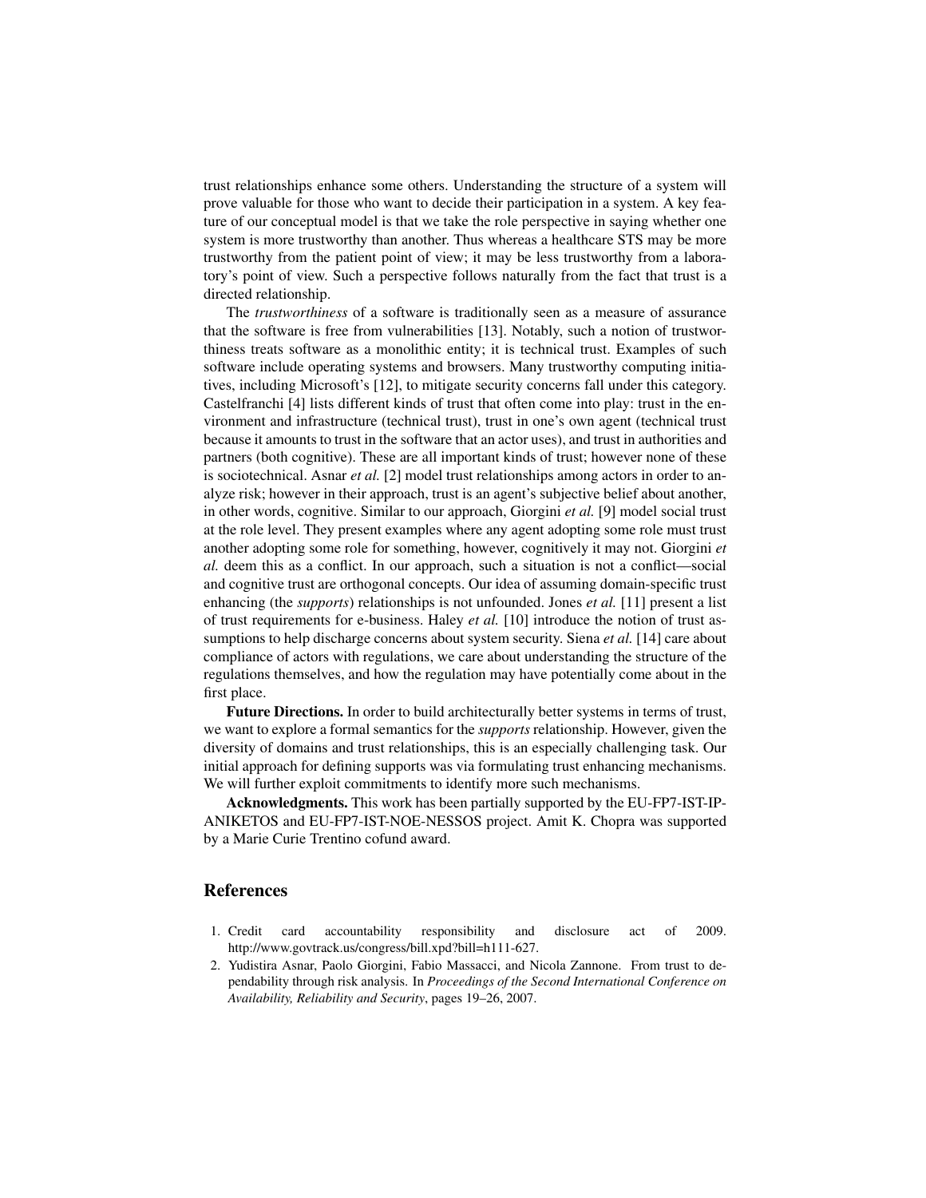trust relationships enhance some others. Understanding the structure of a system will prove valuable for those who want to decide their participation in a system. A key feature of our conceptual model is that we take the role perspective in saying whether one system is more trustworthy than another. Thus whereas a healthcare STS may be more trustworthy from the patient point of view; it may be less trustworthy from a laboratory's point of view. Such a perspective follows naturally from the fact that trust is a directed relationship.

The *trustworthiness* of a software is traditionally seen as a measure of assurance that the software is free from vulnerabilities [13]. Notably, such a notion of trustworthiness treats software as a monolithic entity; it is technical trust. Examples of such software include operating systems and browsers. Many trustworthy computing initiatives, including Microsoft's [12], to mitigate security concerns fall under this category. Castelfranchi [4] lists different kinds of trust that often come into play: trust in the environment and infrastructure (technical trust), trust in one's own agent (technical trust because it amounts to trust in the software that an actor uses), and trust in authorities and partners (both cognitive). These are all important kinds of trust; however none of these is sociotechnical. Asnar *et al.* [2] model trust relationships among actors in order to analyze risk; however in their approach, trust is an agent's subjective belief about another, in other words, cognitive. Similar to our approach, Giorgini *et al.* [9] model social trust at the role level. They present examples where any agent adopting some role must trust another adopting some role for something, however, cognitively it may not. Giorgini *et al.* deem this as a conflict. In our approach, such a situation is not a conflict—social and cognitive trust are orthogonal concepts. Our idea of assuming domain-specific trust enhancing (the *supports*) relationships is not unfounded. Jones *et al.* [11] present a list of trust requirements for e-business. Haley *et al.* [10] introduce the notion of trust assumptions to help discharge concerns about system security. Siena *et al.* [14] care about compliance of actors with regulations, we care about understanding the structure of the regulations themselves, and how the regulation may have potentially come about in the first place.

**Future Directions.** In order to build architecturally better systems in terms of trust, we want to explore a formal semantics for the *supports* relationship. However, given the diversity of domains and trust relationships, this is an especially challenging task. Our initial approach for defining supports was via formulating trust enhancing mechanisms. We will further exploit commitments to identify more such mechanisms.

**Acknowledgments.** This work has been partially supported by the EU-FP7-IST-IP-ANIKETOS and EU-FP7-IST-NOE-NESSOS project. Amit K. Chopra was supported by a Marie Curie Trentino cofund award.

## References

1. Credit card accountability responsibility and disclosure act of 2009. http://www.govtrack.us/congress/bill.xpd?bill=h111-627.
2. Yudistira Asnar, Paolo Giorgini, Fabio Massacci, and Nicola Zannone. From trust to dependability through risk analysis. In *Proceedings of the Second International Conference on Availability, Reliability and Security*, pages 19–26, 2007.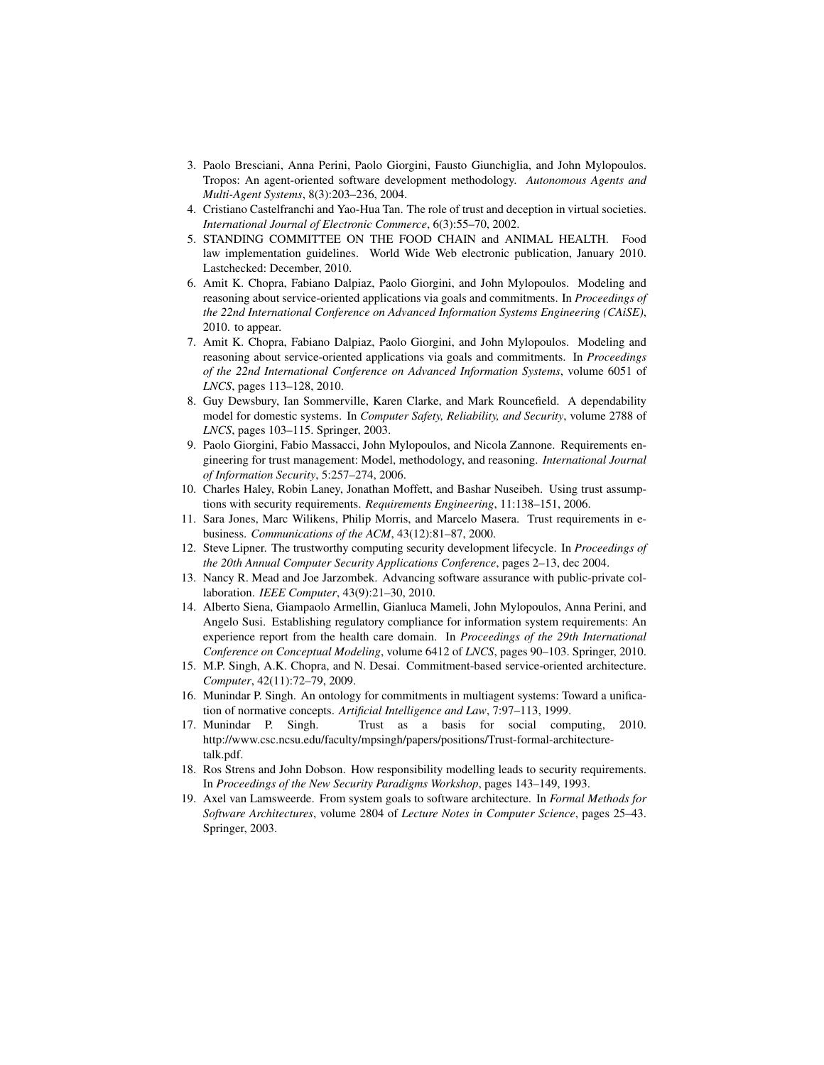3. Paolo Bresciani, Anna Perini, Paolo Giorgini, Fausto Giunchiglia, and John Mylopoulos. Tropos: An agent-oriented software development methodology. *Autonomous Agents and Multi-Agent Systems*, 8(3):203–236, 2004.
4. Cristiano Castelfranchi and Yao-Hua Tan. The role of trust and deception in virtual societies. *International Journal of Electronic Commerce*, 6(3):55–70, 2002.
5. STANDING COMMITTEE ON THE FOOD CHAIN and ANIMAL HEALTH. Food law implementation guidelines. World Wide Web electronic publication, January 2010. Lastchecked: December, 2010.
6. Amit K. Chopra, Fabiano Dalpiaz, Paolo Giorgini, and John Mylopoulos. Modeling and reasoning about service-oriented applications via goals and commitments. In *Proceedings of the 22nd International Conference on Advanced Information Systems Engineering (CAiSE)*, 2010. to appear.
7. Amit K. Chopra, Fabiano Dalpiaz, Paolo Giorgini, and John Mylopoulos. Modeling and reasoning about service-oriented applications via goals and commitments. In *Proceedings of the 22nd International Conference on Advanced Information Systems*, volume 6051 of *LNCS*, pages 113–128, 2010.
8. Guy Dewsbury, Ian Sommerville, Karen Clarke, and Mark Rouncefield. A dependability model for domestic systems. In *Computer Safety, Reliability, and Security*, volume 2788 of *LNCS*, pages 103–115. Springer, 2003.
9. Paolo Giorgini, Fabio Massacci, John Mylopoulos, and Nicola Zannone. Requirements engineering for trust management: Model, methodology, and reasoning. *International Journal of Information Security*, 5:257–274, 2006.
10. Charles Haley, Robin Laney, Jonathan Moffett, and Bashar Nuseibeh. Using trust assumptions with security requirements. *Requirements Engineering*, 11:138–151, 2006.
11. Sara Jones, Marc Wilikens, Philip Morris, and Marcelo Masera. Trust requirements in e-business. *Communications of the ACM*, 43(12):81–87, 2000.
12. Steve Lipner. The trustworthy computing security development lifecycle. In *Proceedings of the 20th Annual Computer Security Applications Conference*, pages 2–13, dec 2004.
13. Nancy R. Mead and Joe Jarzombek. Advancing software assurance with public-private collaboration. *IEEE Computer*, 43(9):21–30, 2010.
14. Alberto Siena, Giampaolo Armellin, Gianluca Mameli, John Mylopoulos, Anna Perini, and Angelo Susi. Establishing regulatory compliance for information system requirements: An experience report from the health care domain. In *Proceedings of the 29th International Conference on Conceptual Modeling*, volume 6412 of *LNCS*, pages 90–103. Springer, 2010.
15. M.P. Singh, A.K. Chopra, and N. Desai. Commitment-based service-oriented architecture. *Computer*, 42(11):72–79, 2009.
16. Munindar P. Singh. An ontology for commitments in multiagent systems: Toward a unification of normative concepts. *Artificial Intelligence and Law*, 7:97–113, 1999.
17. Munindar P. Singh. Trust as a basis for social computing, 2010. http://www.csc.ncsu.edu/faculty/mpsingh/papers/positions/Trust-formal-architecture-talk.pdf.
18. Ros Strens and John Dobson. How responsibility modelling leads to security requirements. In *Proceedings of the New Security Paradigms Workshop*, pages 143–149, 1993.
19. Axel van Lamsweerde. From system goals to software architecture. In *Formal Methods for Software Architectures*, volume 2804 of *Lecture Notes in Computer Science*, pages 25–43. Springer, 2003.